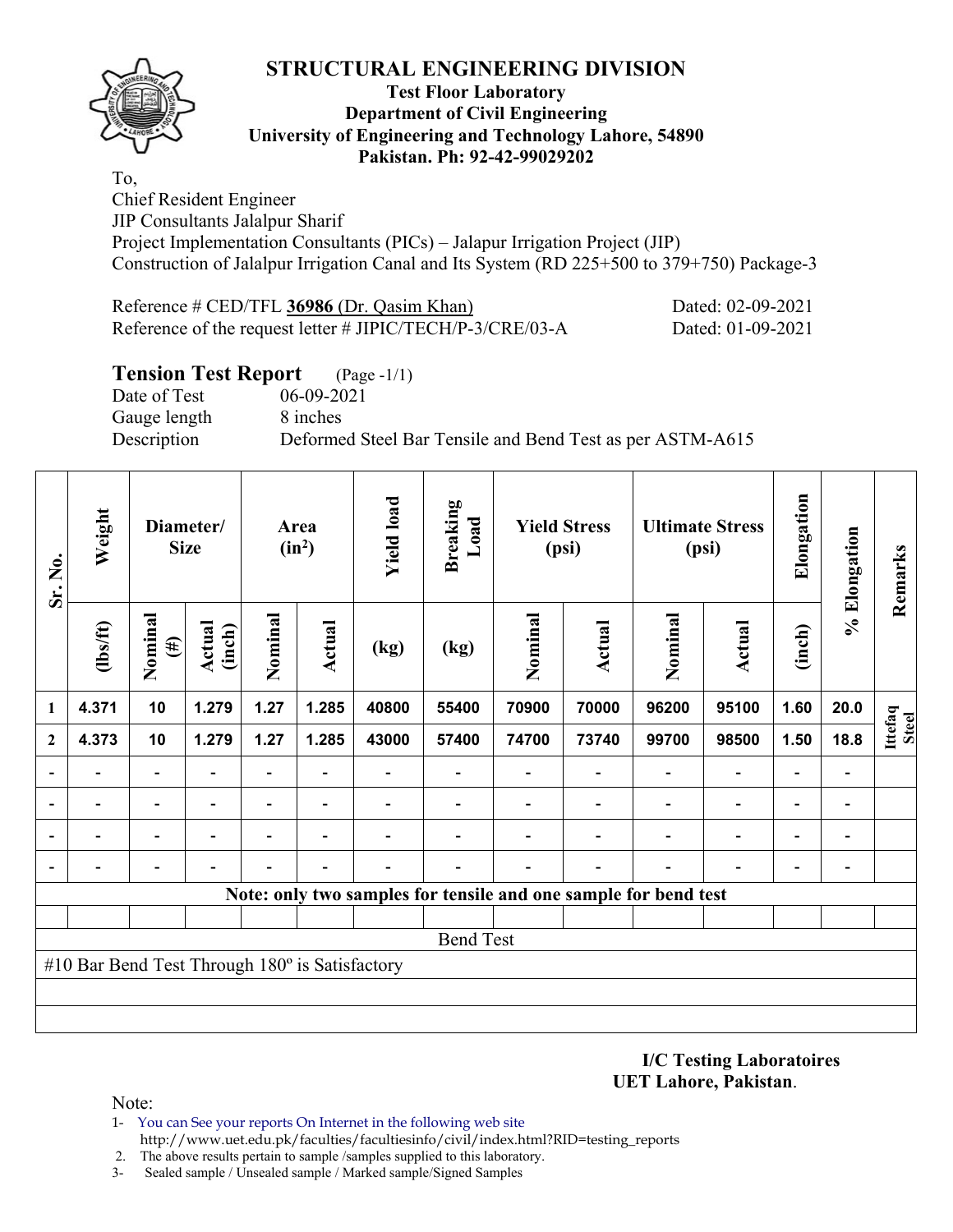# STRUCTURAL ENGINEERING DIVISION

**Test Floor Laboratory**
**Department of Civil Engineering**
**University of Engineering and Technology Lahore, 54890**
**Pakistan. Ph: 92-42-99029202**

To,
Chief Resident Engineer
JIP Consultants Jalalpur Sharif
Project Implementation Consultants (PICs) – Jalapur Irrigation Project (JIP)
Construction of Jalalpur Irrigation Canal and Its System (RD 225+500 to 379+750) Package-3

Reference # CED/TFL **36986** (Dr. Qasim Khan) Dated: 02-09-2021
Reference of the request letter # JIPIC/TECH/P-3/CRE/03-A Dated: 01-09-2021

**Tension Test Report** (Page -1/1)
Date of Test 06-09-2021
Gauge length 8 inches
Description Deformed Steel Bar Tensile and Bend Test as per ASTM-A615

| Sr. No. | Weight | Diameter/ Size | | Area (in²) | | Yield load | Breaking Load | Yield Stress (psi) | | Ultimate Stress (psi) | | Elongation | % Elongation | Remarks |
|---|---|---|---|---|---|---|---|---|---|---|---|---|---|---|
| | (lbs/ft) | Nominal (#) | Actual (inch) | Nominal | Actual | (kg) | (kg) | Nominal | Actual | Nominal | Actual | (inch) | | |
| 1 | 4.371 | 10 | 1.279 | 1.27 | 1.285 | 40800 | 55400 | 70900 | 70000 | 96200 | 95100 | 1.60 | 20.0 | Ittefaq Steel |
| 2 | 4.373 | 10 | 1.279 | 1.27 | 1.285 | 43000 | 57400 | 74700 | 73740 | 99700 | 98500 | 1.50 | 18.8 | |
| - | - | - | - | - | - | - | - | - | - | - | - | - | - | |
| - | - | - | - | - | - | - | - | - | - | - | - | - | - | |
| - | - | - | - | - | - | - | - | - | - | - | - | - | - | |
| - | - | - | - | - | - | - | - | - | - | - | - | - | - | |
| Note: only two samples for tensile and one sample for bend test | | | | | | | | | | | | | | |
| Bend Test | | | | | | | | | | | | | | |
| #10 Bar Bend Test Through 180º is Satisfactory | | | | | | | | | | | | | | |

**I/C Testing Laboratoires**
**UET Lahore, Pakistan**.

Note:
1- You can See your reports On Internet in the following web site
http://www.uet.edu.pk/faculties/facultiesinfo/civil/index.html?RID=testing_reports
2. The above results pertain to sample /samples supplied to this laboratory.
3- Sealed sample / Unsealed sample / Marked sample/Signed Samples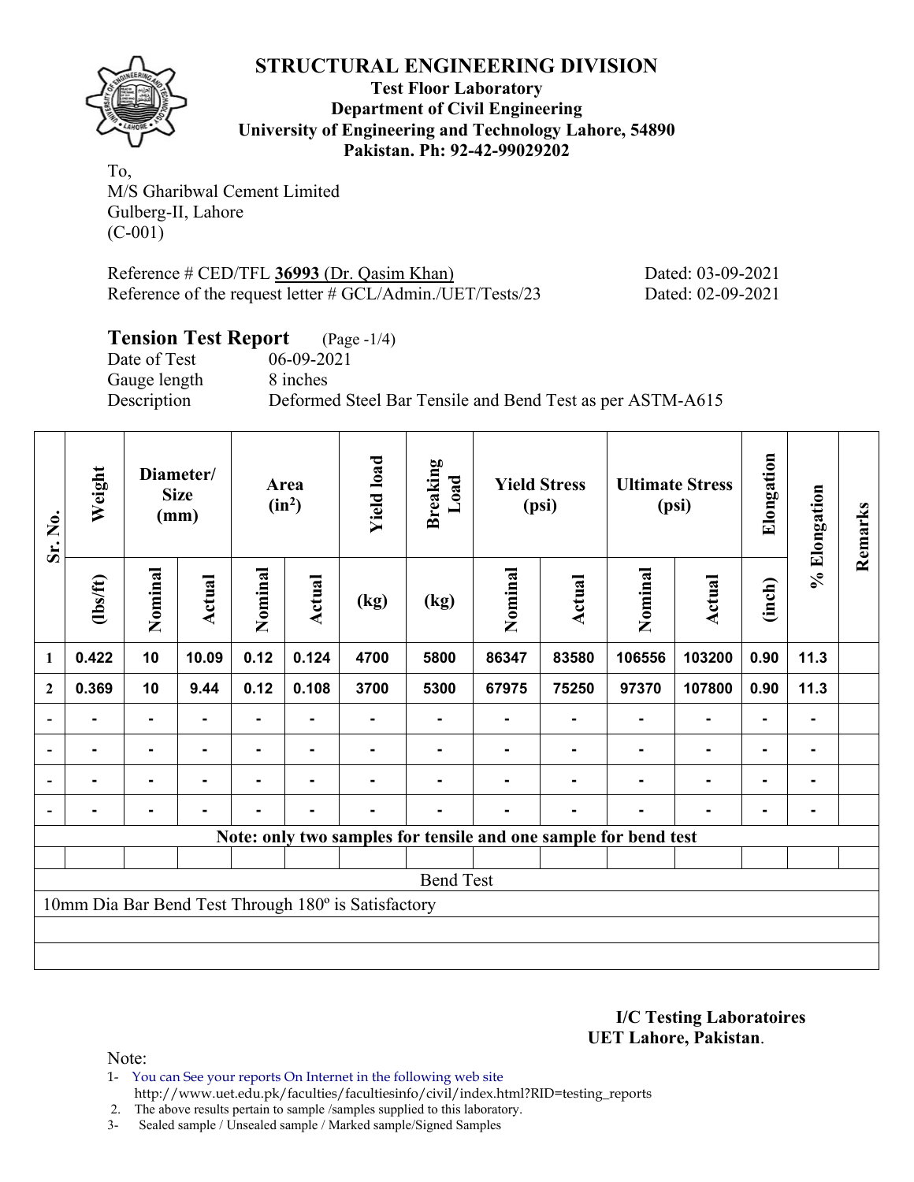# STRUCTURAL ENGINEERING DIVISION

**Test Floor Laboratory**
**Department of Civil Engineering**
**University of Engineering and Technology Lahore, 54890**
**Pakistan. Ph: 92-42-99029202**

To,
M/S Gharibwal Cement Limited
Gulberg-II, Lahore
(C-001)

Reference # CED/TFL **36993** (Dr. Qasim Khan) Dated: 03-09-2021
Reference of the request letter # GCL/Admin./UET/Tests/23 Dated: 02-09-2021

## Tension Test Report (Page -1/4)

Date of Test 06-09-2021
Gauge length 8 inches
Description Deformed Steel Bar Tensile and Bend Test as per ASTM-A615

| Sr. No. | Weight | Diameter/ Size (mm) | | Area (in²) | | Yield load | Breaking Load | Yield Stress (psi) | | Ultimate Stress (psi) | | Elongation | % Elongation | Remarks |
|---|---|---|---|---|---|---|---|---|---|---|---|---|---|---|
| | (lbs/ft) | Nominal | Actual | Nominal | Actual | (kg) | (kg) | Nominal | Actual | Nominal | Actual | (inch) | | |
| 1 | 0.422 | 10 | 10.09 | 0.12 | 0.124 | 4700 | 5800 | 86347 | 83580 | 106556 | 103200 | 0.90 | 11.3 | |
| 2 | 0.369 | 10 | 9.44 | 0.12 | 0.108 | 3700 | 5300 | 67975 | 75250 | 97370 | 107800 | 0.90 | 11.3 | |
| - | - | - | - | - | - | - | - | - | - | - | - | - | - | |
| - | - | - | - | - | - | - | - | - | - | - | - | - | - | |
| - | - | - | - | - | - | - | - | - | - | - | - | - | - | |
| - | - | - | - | - | - | - | - | - | - | - | - | - | - | |

**Note: only two samples for tensile and one sample for bend test**

Bend Test

10mm Dia Bar Bend Test Through 180º is Satisfactory

**I/C Testing Laboratoires**
**UET Lahore, Pakistan**.

Note:
1- You can See your reports On Internet in the following web site
http://www.uet.edu.pk/faculties/facultiesinfo/civil/index.html?RID=testing_reports
2. The above results pertain to sample /samples supplied to this laboratory.
3- Sealed sample / Unsealed sample / Marked sample/Signed Samples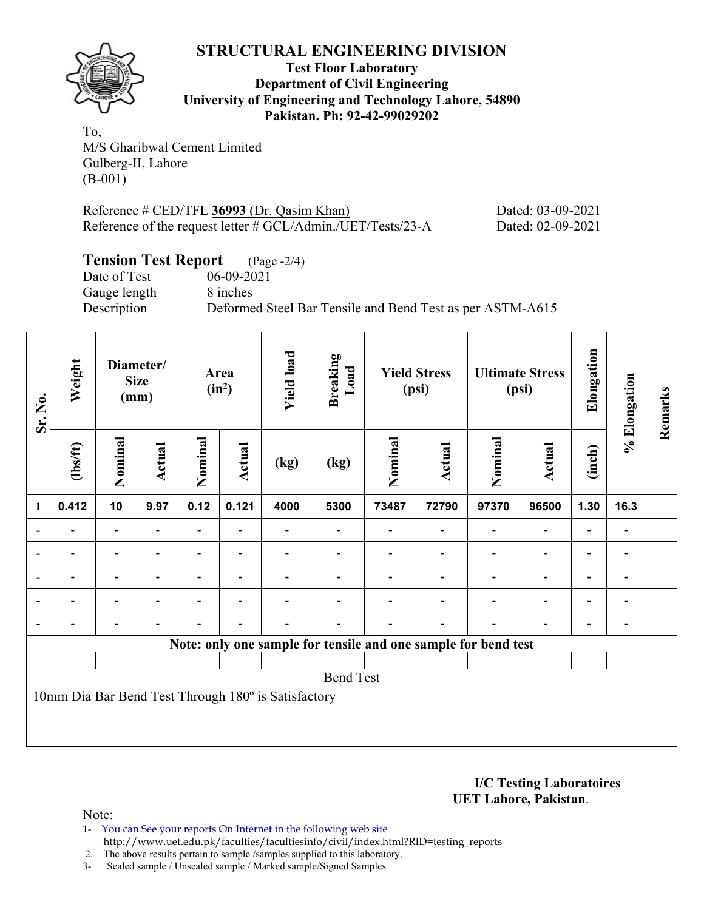# STRUCTURAL ENGINEERING DIVISION

**Test Floor Laboratory**
**Department of Civil Engineering**
**University of Engineering and Technology Lahore, 54890**
**Pakistan. Ph: 92-42-99029202**

To,
M/S Gharibwal Cement Limited
Gulberg-II, Lahore
(B-001)

Reference # CED/TFL **36993** (Dr. Qasim Khan) Dated: 03-09-2021
Reference of the request letter # GCL/Admin./UET/Tests/23-A Dated: 02-09-2021

## Tension Test Report (Page -2/4)

Date of Test 06-09-2021
Gauge length 8 inches
Description Deformed Steel Bar Tensile and Bend Test as per ASTM-A615

| Sr. No. | Weight | Diameter/ Size (mm) | | Area ($in^2$) | | Yield load | Breaking Load | Yield Stress (psi) | | Ultimate Stress (psi) | | Elongation | % Elongation | Remarks |
|---|---|---|---|---|---|---|---|---|---|---|---|---|---|---|
| | (lbs/ft) | Nominal | Actual | Nominal | Actual | (kg) | (kg) | Nominal | Actual | Nominal | Actual | (inch) | | |
| 1 | 0.412 | 10 | 9.97 | 0.12 | 0.121 | 4000 | 5300 | 73487 | 72790 | 97370 | 96500 | 1.30 | 16.3 | |
| - | - | - | - | - | - | - | - | - | - | - | - | - | - | |
| - | - | - | - | - | - | - | - | - | - | - | - | - | - | |
| - | - | - | - | - | - | - | - | - | - | - | - | - | - | |
| - | - | - | - | - | - | - | - | - | - | - | - | - | - | |
| - | - | - | - | - | - | - | - | - | - | - | - | - | - | |
| Note: only one sample for tensile and one sample for bend test | | | | | | | | | | | | | | |
| | | | | | | | | | | | | | | |
| Bend Test | | | | | | | | | | | | | | |
| 10mm Dia Bar Bend Test Through 180º is Satisfactory | | | | | | | | | | | | | | |

**I/C Testing Laboratoires**
**UET Lahore, Pakistan**.

Note:
1- You can See your reports On Internet in the following web site
http://www.uet.edu.pk/faculties/facultiesinfo/civil/index.html?RID=testing_reports
2. The above results pertain to sample /samples supplied to this laboratory.
3- Sealed sample / Unsealed sample / Marked sample/Signed Samples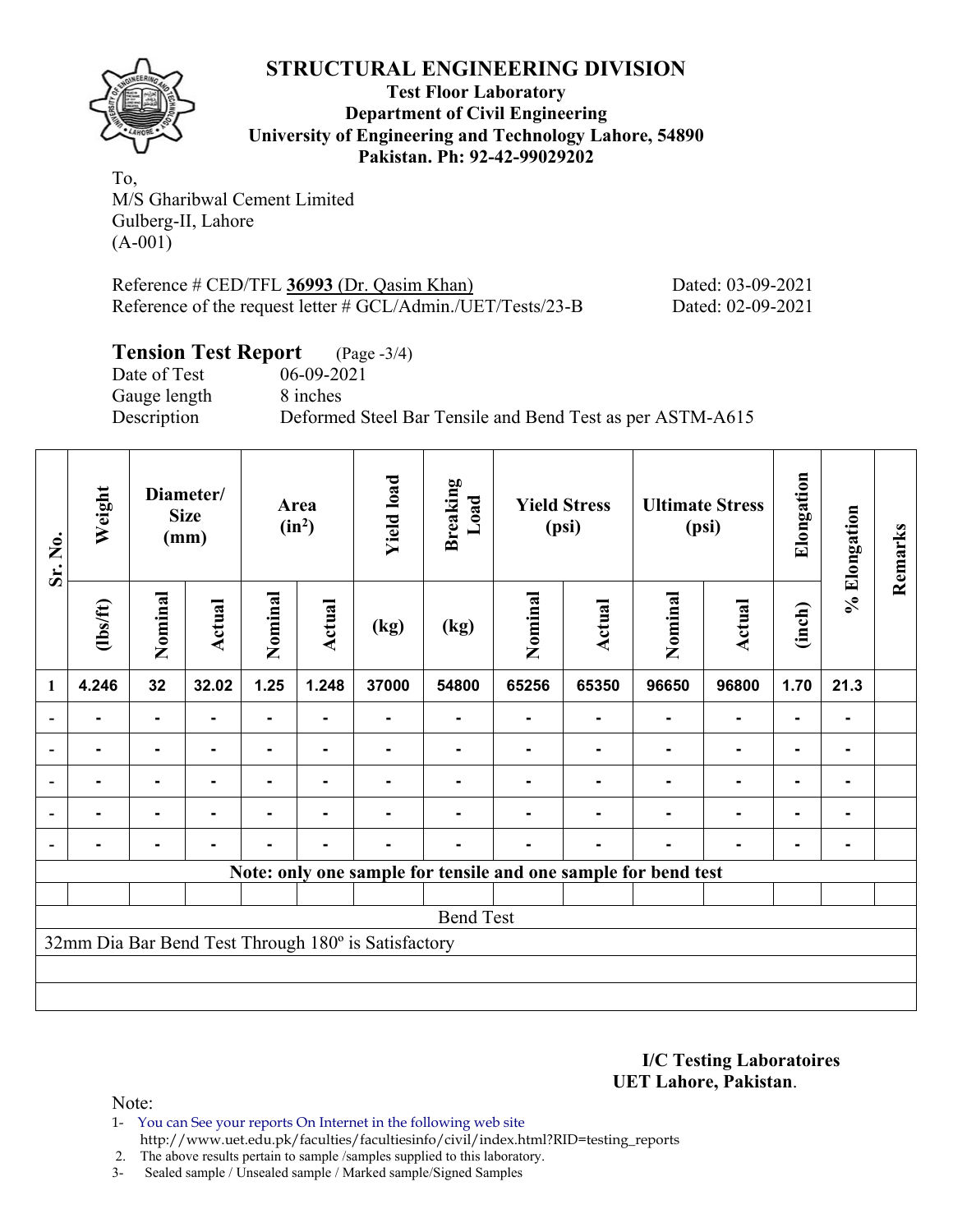# STRUCTURAL ENGINEERING DIVISION

**Test Floor Laboratory**
**Department of Civil Engineering**
**University of Engineering and Technology Lahore, 54890**
**Pakistan. Ph: 92-42-99029202**

To,
M/S Gharibwal Cement Limited
Gulberg-II, Lahore
(A-001)

Reference # CED/TFL **36993** (Dr. Qasim Khan) Dated: 03-09-2021
Reference of the request letter # GCL/Admin./UET/Tests/23-B Dated: 02-09-2021

## Tension Test Report (Page -3/4)

Date of Test 06-09-2021
Gauge length 8 inches
Description Deformed Steel Bar Tensile and Bend Test as per ASTM-A615

| Sr. No. | Weight | Diameter/ Size (mm) | | Area ($in^2$) | | Yield load | Breaking Load | Yield Stress (psi) | | Ultimate Stress (psi) | | Elongation | % Elongation | Remarks |
|---|---|---|---|---|---|---|---|---|---|---|---|---|---|---|
| | (lbs/ft) | Nominal | Actual | Nominal | Actual | (kg) | (kg) | Nominal | Actual | Nominal | Actual | (inch) | | |
| 1 | 4.246 | 32 | 32.02 | 1.25 | 1.248 | 37000 | 54800 | 65256 | 65350 | 96650 | 96800 | 1.70 | 21.3 | |
| - | - | - | - | - | - | - | - | - | - | - | - | - | - | |
| - | - | - | - | - | - | - | - | - | - | - | - | - | - | |
| - | - | - | - | - | - | - | - | - | - | - | - | - | - | |
| - | - | - | - | - | - | - | - | - | - | - | - | - | - | |
| - | - | - | - | - | - | - | - | - | - | - | - | - | - | |
| Note: only one sample for tensile and one sample for bend test | | | | | | | | | | | | | | |
| Bend Test | | | | | | | | | | | | | | |
| 32mm Dia Bar Bend Test Through 180º is Satisfactory | | | | | | | | | | | | | | |

**I/C Testing Laboratoires**
**UET Lahore, Pakistan**.

Note:
1- You can See your reports On Internet in the following web site
http://www.uet.edu.pk/faculties/facultiesinfo/civil/index.html?RID=testing_reports
2. The above results pertain to sample /samples supplied to this laboratory.
3- Sealed sample / Unsealed sample / Marked sample/Signed Samples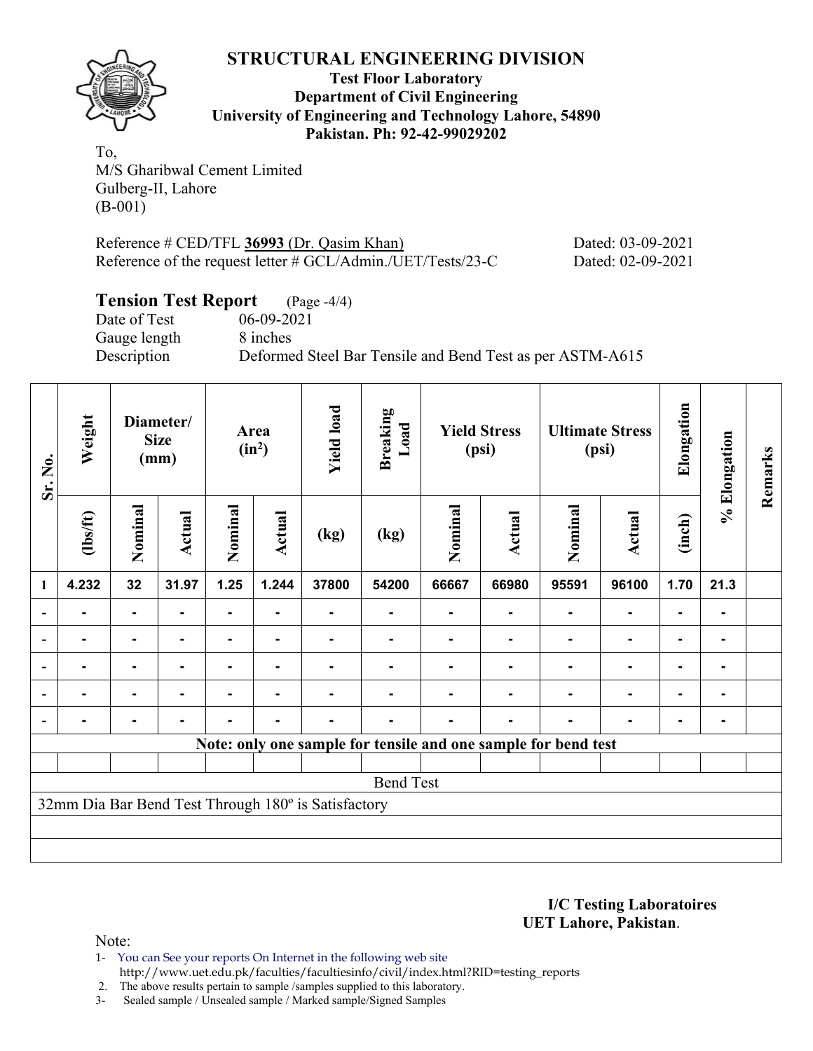# STRUCTURAL ENGINEERING DIVISION

**Test Floor Laboratory**
**Department of Civil Engineering**
**University of Engineering and Technology Lahore, 54890**
**Pakistan. Ph: 92-42-99029202**

To,
M/S Gharibwal Cement Limited
Gulberg-II, Lahore
(B-001)

Reference # CED/TFL **36993** (Dr. Qasim Khan) Dated: 03-09-2021
Reference of the request letter # GCL/Admin./UET/Tests/23-C Dated: 02-09-2021

## Tension Test Report (Page -4/4)

Date of Test 06-09-2021
Gauge length 8 inches
Description Deformed Steel Bar Tensile and Bend Test as per ASTM-A615

| Sr. No. | Weight | Diameter/ Size (mm) | | Area ($in^2$) | | Yield load | Breaking Load | Yield Stress (psi) | | Ultimate Stress (psi) | | Elongation | % Elongation | Remarks |
|---|---|---|---|---|---|---|---|---|---|---|---|---|---|---|
| | (lbs/ft) | Nominal | Actual | Nominal | Actual | (kg) | (kg) | Nominal | Actual | Nominal | Actual | (inch) | | |
| 1 | 4.232 | 32 | 31.97 | 1.25 | 1.244 | 37800 | 54200 | 66667 | 66980 | 95591 | 96100 | 1.70 | 21.3 | |
| - | - | - | - | - | - | - | - | - | - | - | - | - | - | |
| - | - | - | - | - | - | - | - | - | - | - | - | - | - | |
| - | - | - | - | - | - | - | - | - | - | - | - | - | - | |
| - | - | - | - | - | - | - | - | - | - | - | - | - | - | |
| - | - | - | - | - | - | - | - | - | - | - | - | - | - | |
| **Note: only one sample for tensile and one sample for bend test** | | | | | | | | | | | | | | |
| Bend Test | | | | | | | | | | | | | | |
| 32mm Dia Bar Bend Test Through 180º is Satisfactory | | | | | | | | | | | | | | |

**I/C Testing Laboratoires**
**UET Lahore, Pakistan**.

Note:
1- You can See your reports On Internet in the following web site
http://www.uet.edu.pk/faculties/facultiesinfo/civil/index.html?RID=testing_reports
2. The above results pertain to sample /samples supplied to this laboratory.
3- Sealed sample / Unsealed sample / Marked sample/Signed Samples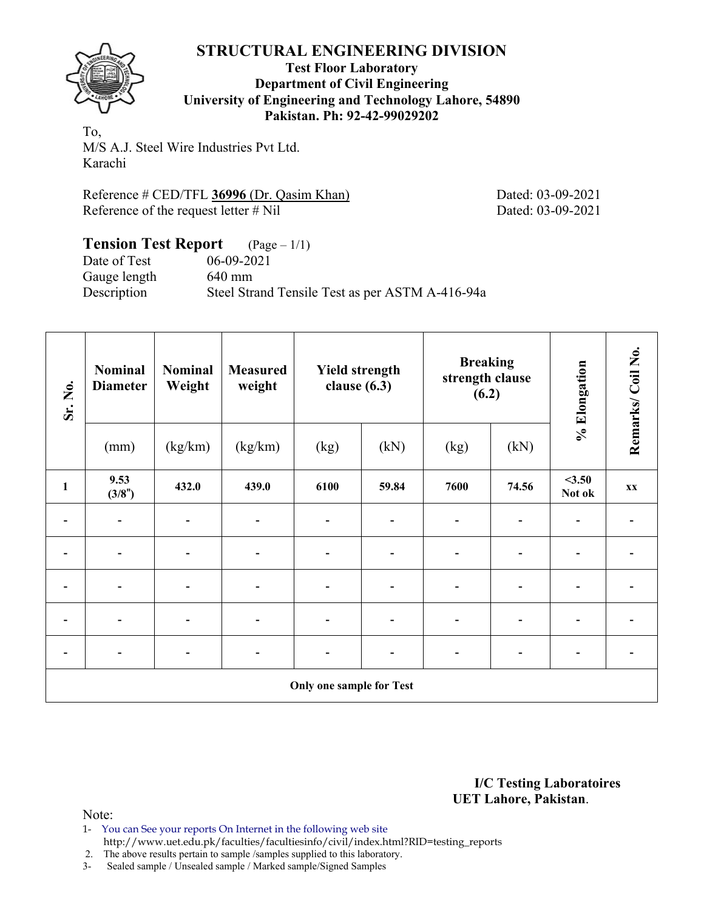# STRUCTURAL ENGINEERING DIVISION

**Test Floor Laboratory**
**Department of Civil Engineering**
**University of Engineering and Technology Lahore, 54890**
**Pakistan. Ph: 92-42-99029202**

To,
M/S A.J. Steel Wire Industries Pvt Ltd.
Karachi

Reference # CED/TFL **36996** (Dr. Qasim Khan) Dated: 03-09-2021
Reference of the request letter # Nil Dated: 03-09-2021

## Tension Test Report (Page – 1/1)

Date of Test 06-09-2021
Gauge length 640 mm
Description Steel Strand Tensile Test as per ASTM A-416-94a

| Sr. No. | Nominal Diameter | Nominal Weight | Measured weight | Yield strength clause (6.3) | | Breaking strength clause (6.2) | | % Elongation | Remarks/ Coil No. |
|---|---|---|---|---|---|---|---|---|---|
| | (mm) | (kg/km) | (kg/km) | (kg) | (kN) | (kg) | (kN) | | |
| **1** | **9.53 (3/8")** | **432.0** | **439.0** | **6100** | **59.84** | **7600** | **74.56** | **<3.50 Not ok** | **xx** |
| - | - | - | - | - | - | - | - | - | - |
| - | - | - | - | - | - | - | - | - | - |
| - | - | - | - | - | - | - | - | - | - |
| - | - | - | - | - | - | - | - | - | - |
| - | - | - | - | - | - | - | - | - | - |
| **Only one sample for Test** | | | | | | | | | |

**I/C Testing Laboratoires**
**UET Lahore, Pakistan**.

Note:
1- You can See your reports On Internet in the following web site
http://www.uet.edu.pk/faculties/facultiesinfo/civil/index.html?RID=testing_reports
2. The above results pertain to sample /samples supplied to this laboratory.
3- Sealed sample / Unsealed sample / Marked sample/Signed Samples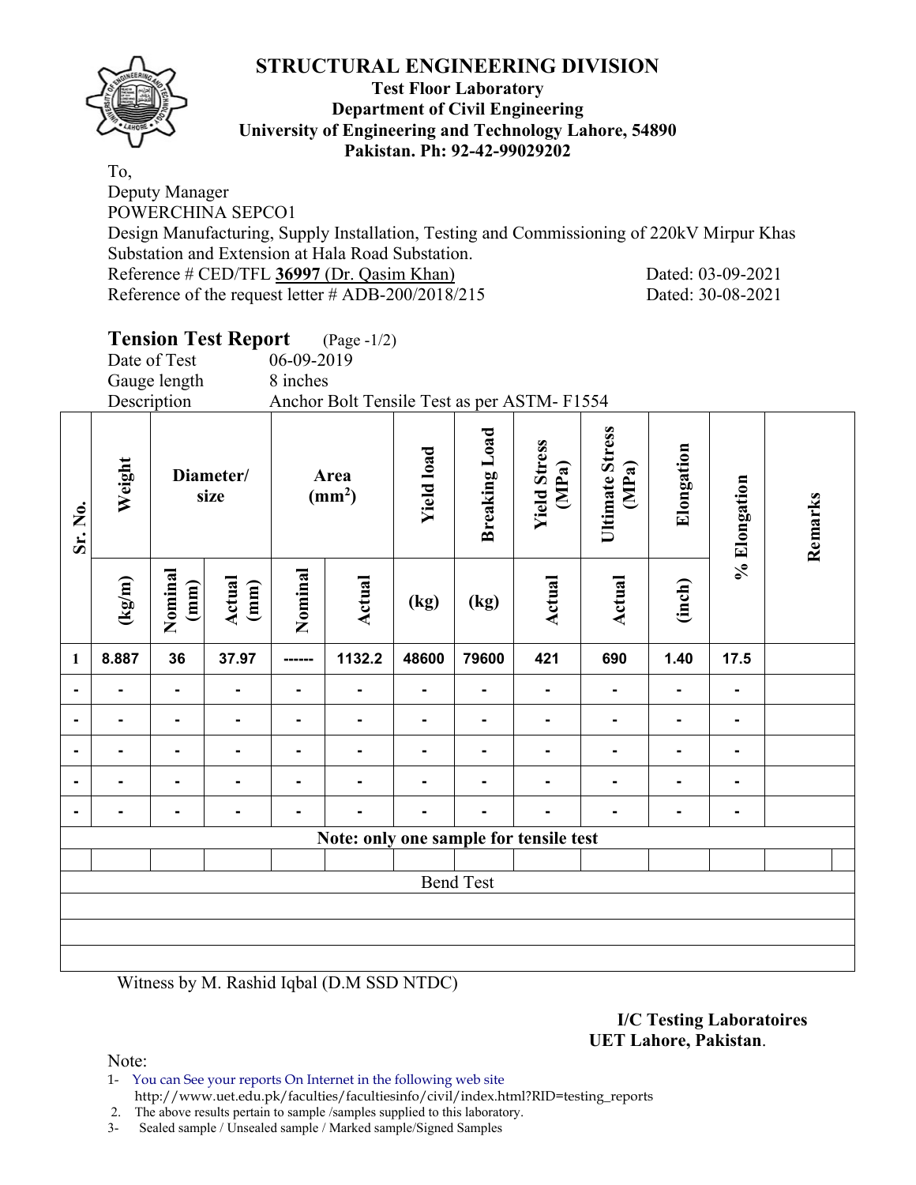# STRUCTURAL ENGINEERING DIVISION

**Test Floor Laboratory**
**Department of Civil Engineering**
**University of Engineering and Technology Lahore, 54890**
**Pakistan. Ph: 92-42-99029202**

To,
Deputy Manager
POWERCHINA SEPCO1
Design Manufacturing, Supply Installation, Testing and Commissioning of 220kV Mirpur Khas Substation and Extension at Hala Road Substation.
Reference # CED/TFL **36997** (Dr. Qasim Khan) Dated: 03-09-2021
Reference of the request letter # ADB-200/2018/215 Dated: 30-08-2021

## Tension Test Report (Page -1/2)

Date of Test 06-09-2019
Gauge length 8 inches
Description Anchor Bolt Tensile Test as per ASTM- F1554

| Sr. No. | Weight | Diameter/ size | | Area (mm²) | | Yield load | Breaking Load | Yield Stress (MPa) | Ultimate Stress (MPa) | Elongation | % Elongation | Remarks |
|---|---|---|---|---|---|---|---|---|---|---|---|---|
| | (kg/m) | Nominal (mm) | Actual (mm) | Nominal | Actual | (kg) | (kg) | Actual | Actual | (inch) | | |
| 1 | 8.887 | 36 | 37.97 | ------ | 1132.2 | 48600 | 79600 | 421 | 690 | 1.40 | 17.5 | |
| - | - | - | - | - | - | - | - | - | - | - | - | |
| - | - | - | - | - | - | - | - | - | - | - | - | |
| - | - | - | - | - | - | - | - | - | - | - | - | |
| - | - | - | - | - | - | - | - | - | - | - | - | |
| - | - | - | - | - | - | - | - | - | - | - | - | |
| Note: only one sample for tensile test | | | | | | | | | | | | |
| | | | | | | | | | | | | |
| Bend Test | | | | | | | | | | | | |

Witness by M. Rashid Iqbal (D.M SSD NTDC)

**I/C Testing Laboratoires**
**UET Lahore, Pakistan**.

Note:
1- You can See your reports On Internet in the following web site
http://www.uet.edu.pk/faculties/facultiesinfo/civil/index.html?RID=testing_reports
2. The above results pertain to sample /samples supplied to this laboratory.
3- Sealed sample / Unsealed sample / Marked sample/Signed Samples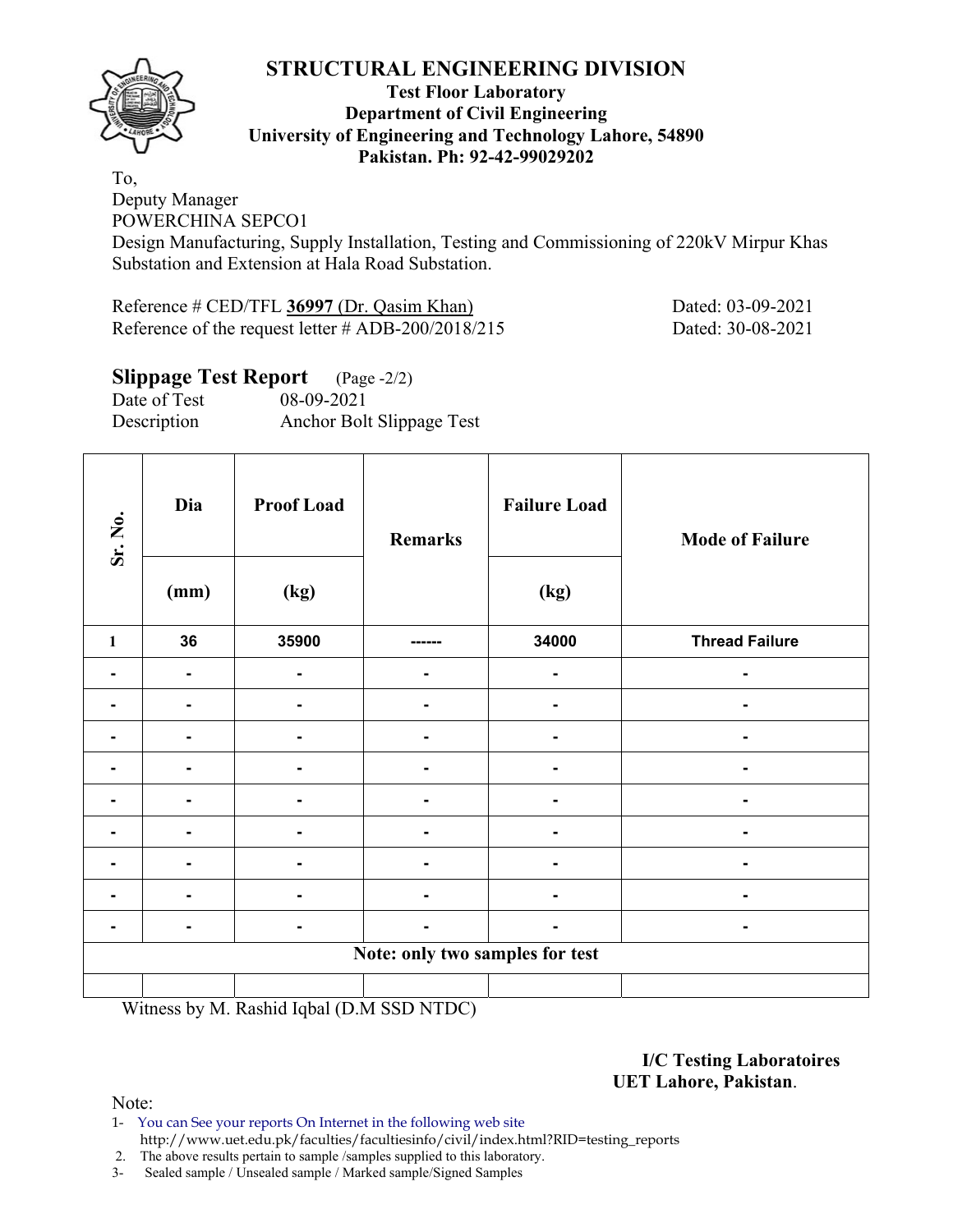# STRUCTURAL ENGINEERING DIVISION

**Test Floor Laboratory**
**Department of Civil Engineering**
**University of Engineering and Technology Lahore, 54890**
**Pakistan. Ph: 92-42-99029202**

To,
Deputy Manager
POWERCHINA SEPCO1
Design Manufacturing, Supply Installation, Testing and Commissioning of 220kV Mirpur Khas Substation and Extension at Hala Road Substation.

Reference # CED/TFL **36997** (Dr. Qasim Khan) Dated: 03-09-2021
Reference of the request letter # ADB-200/2018/215 Dated: 30-08-2021

## Slippage Test Report (Page -2/2)

Date of Test 08-09-2021
Description Anchor Bolt Slippage Test

| Sr. No. | Dia | Proof Load | Remarks | Failure Load | Mode of Failure |
|---|---|---|---|---|---|
| | (mm) | (kg) | | (kg) | |
| 1 | 36 | 35900 | ------ | 34000 | Thread Failure |
| - | - | - | - | - | - |
| - | - | - | - | - | - |
| - | - | - | - | - | - |
| - | - | - | - | - | - |
| - | - | - | - | - | - |
| - | - | - | - | - | - |
| - | - | - | - | - | - |
| - | - | - | - | - | - |
| - | - | - | - | - | - |
| Note: only two samples for test | | | | | |
| | | | | | |

Witness by M. Rashid Iqbal (D.M SSD NTDC)

**I/C Testing Laboratoires**
**UET Lahore, Pakistan**.

Note:
1- You can See your reports On Internet in the following web site http://www.uet.edu.pk/faculties/facultiesinfo/civil/index.html?RID=testing_reports
2. The above results pertain to sample /samples supplied to this laboratory.
3- Sealed sample / Unsealed sample / Marked sample/Signed Samples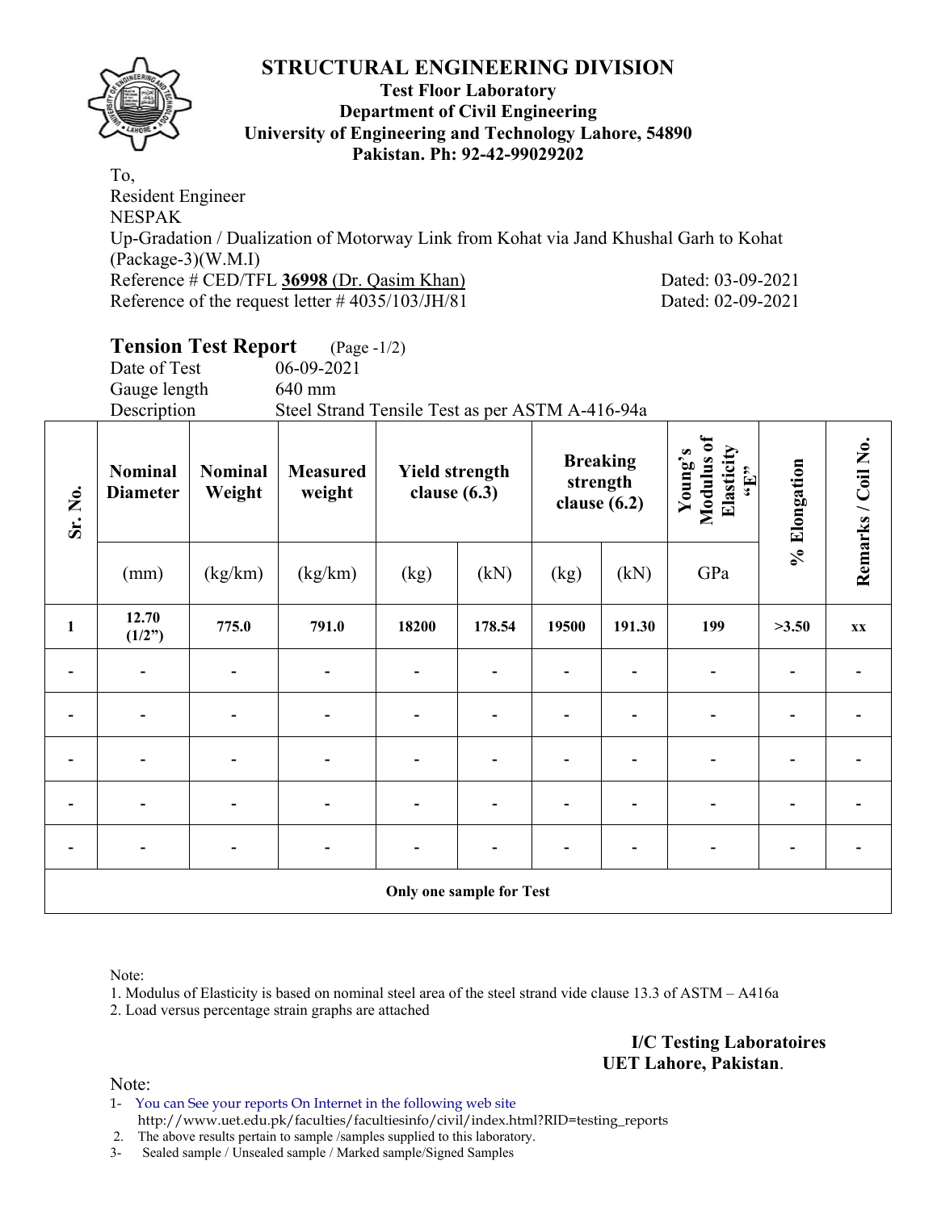# STRUCTURAL ENGINEERING DIVISION

**Test Floor Laboratory**
**Department of Civil Engineering**
**University of Engineering and Technology Lahore, 54890**
**Pakistan. Ph: 92-42-99029202**

To,
Resident Engineer
NESPAK
Up-Gradation / Dualization of Motorway Link from Kohat via Jand Khushal Garh to Kohat (Package-3)(W.M.I)
Reference # CED/TFL **36998** (Dr. Qasim Khan) Dated: 03-09-2021
Reference of the request letter # 4035/103/JH/81 Dated: 02-09-2021

## Tension Test Report (Page -1/2)

Date of Test 06-09-2021
Gauge length 640 mm
Description Steel Strand Tensile Test as per ASTM A-416-94a

| Sr. No. | Nominal Diameter | Nominal Weight | Measured weight | Yield strength clause (6.3) | | Breaking strength clause (6.2) | | Young's Modulus of Elasticity "E" | % Elongation | Remarks / Coil No. |
|---|---|---|---|---|---|---|---|---|---|---|
| | (mm) | (kg/km) | (kg/km) | (kg) | (kN) | (kg) | (kN) | GPa | | |
| **1** | **12.70 (1/2")** | **775.0** | **791.0** | **18200** | **178.54** | **19500** | **191.30** | **199** | **>3.50** | **xx** |
| - | - | - | - | - | - | - | - | - | - | - |
| - | - | - | - | - | - | - | - | - | - | - |
| - | - | - | - | - | - | - | - | - | - | - |
| - | - | - | - | - | - | - | - | - | - | - |
| - | - | - | - | - | - | - | - | - | - | - |
| **Only one sample for Test** | | | | | | | | | | |

Note:
1. Modulus of Elasticity is based on nominal steel area of the steel strand vide clause 13.3 of ASTM – A416a
2. Load versus percentage strain graphs are attached

**I/C Testing Laboratoires**
**UET Lahore, Pakistan**.

Note:
1- You can See your reports On Internet in the following web site
http://www.uet.edu.pk/faculties/facultiesinfo/civil/index.html?RID=testing_reports
2. The above results pertain to sample /samples supplied to this laboratory.
3- Sealed sample / Unsealed sample / Marked sample/Signed Samples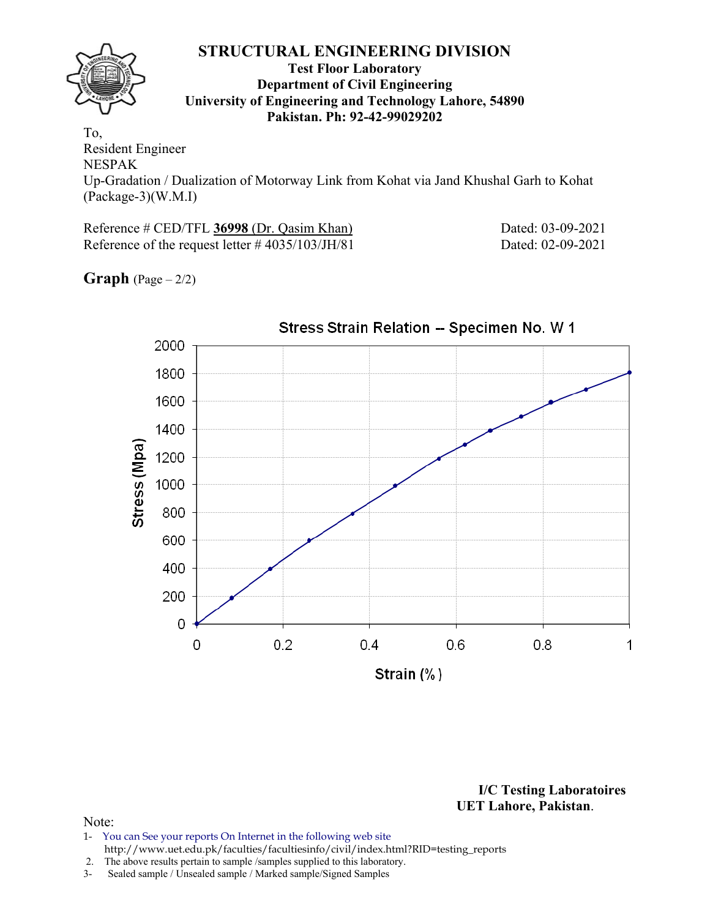# STRUCTURAL ENGINEERING DIVISION

**Test Floor Laboratory**
**Department of Civil Engineering**
**University of Engineering and Technology Lahore, 54890**
**Pakistan. Ph: 92-42-99029202**

To,
Resident Engineer
NESPAK
Up-Gradation / Dualization of Motorway Link from Kohat via Jand Khushal Garh to Kohat (Package-3)(W.M.I)

Reference # CED/TFL **36998** (Dr. Qasim Khan) Dated: 03-09-2021
Reference of the request letter # 4035/103/JH/81 Dated: 02-09-2021

**Graph** (Page – 2/2)

Stress Strain Relation -- Specimen No. W 1

Stress (Mpa): 0, 200, 400, 600, 800, 1000, 1200, 1400, 1600, 1800, 2000

Strain (%): 0, 0.2, 0.4, 0.6, 0.8, 1

**I/C Testing Laboratoires**
**UET Lahore, Pakistan**.

Note:
1- You can See your reports On Internet in the following web site
http://www.uet.edu.pk/faculties/facultiesinfo/civil/index.html?RID=testing_reports
2. The above results pertain to sample /samples supplied to this laboratory.
3- Sealed sample / Unsealed sample / Marked sample/Signed Samples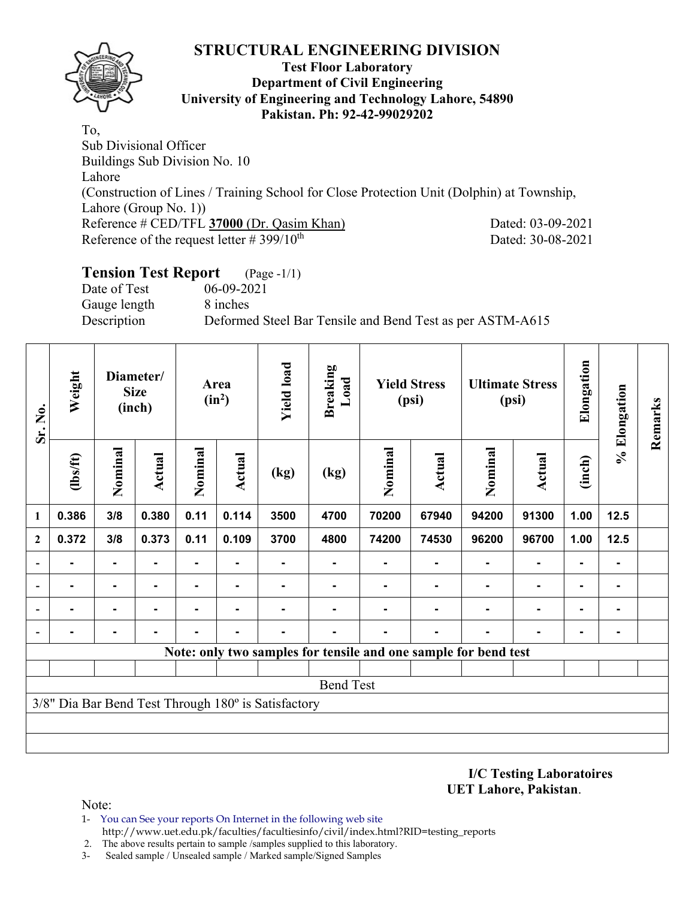# STRUCTURAL ENGINEERING DIVISION

**Test Floor Laboratory**
**Department of Civil Engineering**
**University of Engineering and Technology Lahore, 54890**
**Pakistan. Ph: 92-42-99029202**

To,
Sub Divisional Officer
Buildings Sub Division No. 10
Lahore
(Construction of Lines / Training School for Close Protection Unit (Dolphin) at Township, Lahore (Group No. 1))
Reference # CED/TFL **37000** (Dr. Qasim Khan) Dated: 03-09-2021
Reference of the request letter # 399/10th Dated: 30-08-2021

## Tension Test Report (Page -1/1)

Date of Test 06-09-2021
Gauge length 8 inches
Description Deformed Steel Bar Tensile and Bend Test as per ASTM-A615

| Sr. No. | Weight | Diameter/ Size (inch) | | Area (in²) | | Yield load | Breaking Load | Yield Stress (psi) | | Ultimate Stress (psi) | | Elongation | % Elongation | Remarks |
|---|---|---|---|---|---|---|---|---|---|---|---|---|---|---|
| | (lbs/ft) | Nominal | Actual | Nominal | Actual | (kg) | (kg) | Nominal | Actual | Nominal | Actual | (inch) | | |
| **1** | **0.386** | **3/8** | **0.380** | **0.11** | **0.114** | **3500** | **4700** | **70200** | **67940** | **94200** | **91300** | **1.00** | **12.5** | |
| **2** | **0.372** | **3/8** | **0.373** | **0.11** | **0.109** | **3700** | **4800** | **74200** | **74530** | **96200** | **96700** | **1.00** | **12.5** | |
| - | - | - | - | - | - | - | - | - | - | - | - | - | - | |
| - | - | - | - | - | - | - | - | - | - | - | - | - | - | |
| - | - | - | - | - | - | - | - | - | - | - | - | - | - | |
| - | - | - | - | - | - | - | - | - | - | - | - | - | - | |
| **Note: only two samples for tensile and one sample for bend test** | | | | | | | | | | | | | | |
| | | | | | | | | | | | | | | |
| Bend Test | | | | | | | | | | | | | | |
| 3/8" Dia Bar Bend Test Through 180º is Satisfactory | | | | | | | | | | | | | | |

**I/C Testing Laboratoires**
**UET Lahore, Pakistan**.

Note:
1- You can See your reports On Internet in the following web site
http://www.uet.edu.pk/faculties/facultiesinfo/civil/index.html?RID=testing_reports
2. The above results pertain to sample /samples supplied to this laboratory.
3- Sealed sample / Unsealed sample / Marked sample/Signed Samples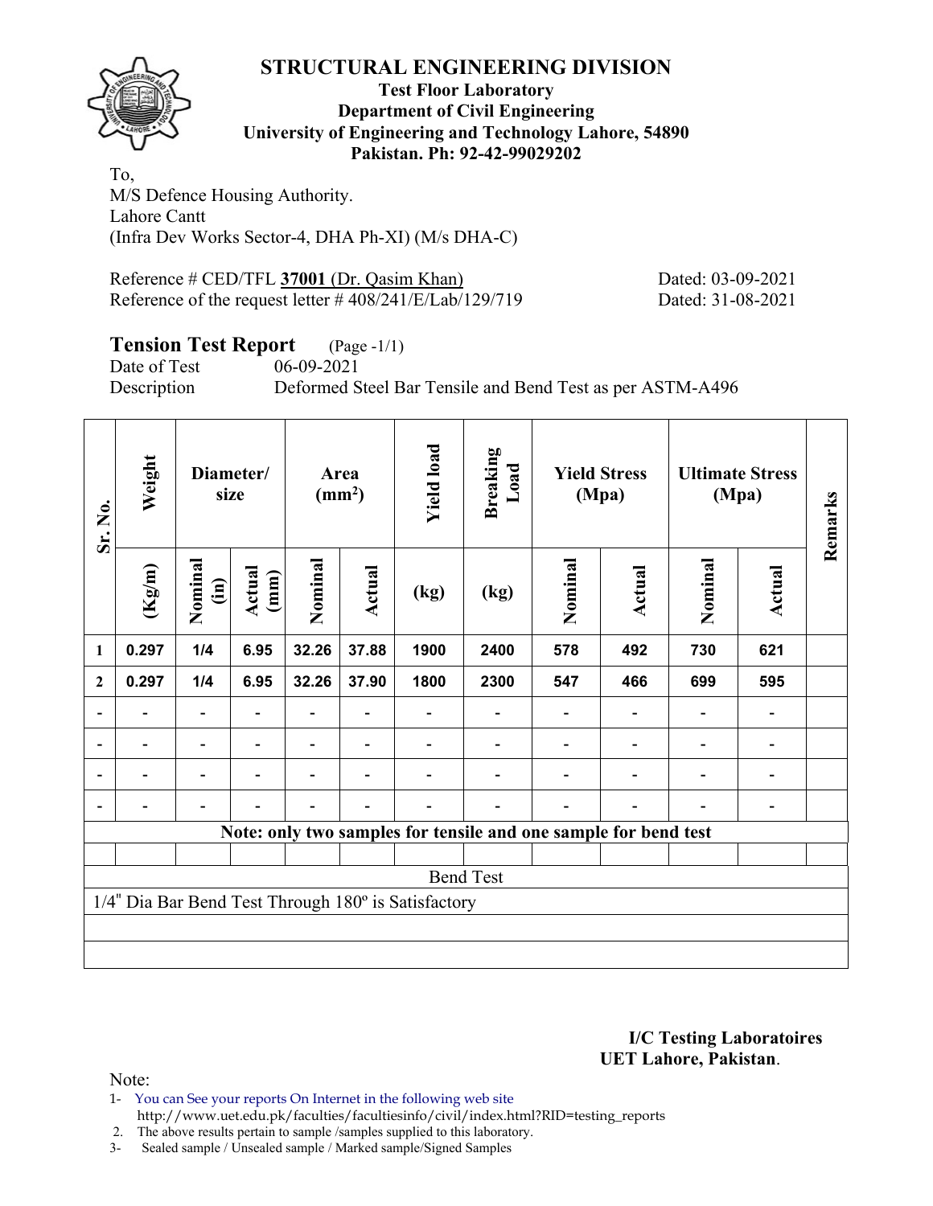# STRUCTURAL ENGINEERING DIVISION

**Test Floor Laboratory**
**Department of Civil Engineering**
**University of Engineering and Technology Lahore, 54890**
**Pakistan. Ph: 92-42-99029202**

To,
M/S Defence Housing Authority.
Lahore Cantt
(Infra Dev Works Sector-4, DHA Ph-XI) (M/s DHA-C)

Reference # CED/TFL **37001** (Dr. Qasim Khan) Dated: 03-09-2021
Reference of the request letter # 408/241/E/Lab/129/719 Dated: 31-08-2021

## Tension Test Report (Page -1/1)

Date of Test 06-09-2021
Description Deformed Steel Bar Tensile and Bend Test as per ASTM-A496

| Sr. No. | Weight | Diameter/ size | | Area ($mm^2$) | | Yield load | Breaking Load | Yield Stress (Mpa) | | Ultimate Stress (Mpa) | | Remarks |
|---|---|---|---|---|---|---|---|---|---|---|---|---|
| | (Kg/m) | Nominal (in) | Actual (mm) | Nominal | Actual | (kg) | (kg) | Nominal | Actual | Nominal | Actual | |
| 1 | 0.297 | 1/4 | 6.95 | 32.26 | 37.88 | 1900 | 2400 | 578 | 492 | 730 | 621 | |
| 2 | 0.297 | 1/4 | 6.95 | 32.26 | 37.90 | 1800 | 2300 | 547 | 466 | 699 | 595 | |
| - | - | - | - | - | - | - | - | - | - | - | - | |
| - | - | - | - | - | - | - | - | - | - | - | - | |
| - | - | - | - | - | - | - | - | - | - | - | - | |
| - | - | - | - | - | - | - | - | - | - | - | - | |

**Note: only two samples for tensile and one sample for bend test**

Bend Test

1/4" Dia Bar Bend Test Through 180º is Satisfactory

**I/C Testing Laboratoires**
**UET Lahore, Pakistan**.

Note:
1- You can See your reports On Internet in the following web site
http://www.uet.edu.pk/faculties/facultiesinfo/civil/index.html?RID=testing_reports
2. The above results pertain to sample /samples supplied to this laboratory.
3- Sealed sample / Unsealed sample / Marked sample/Signed Samples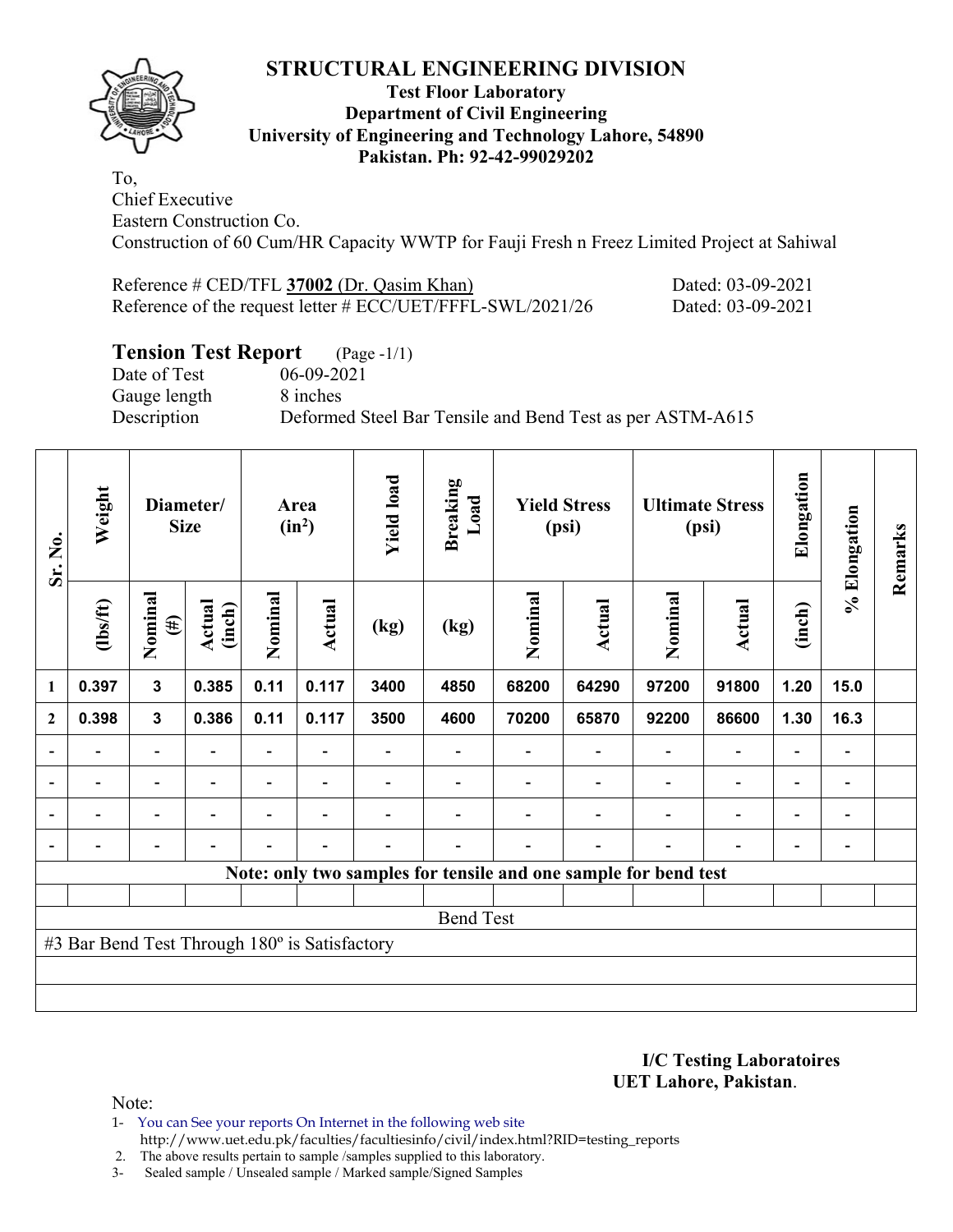# STRUCTURAL ENGINEERING DIVISION

**Test Floor Laboratory**
**Department of Civil Engineering**
**University of Engineering and Technology Lahore, 54890**
**Pakistan. Ph: 92-42-99029202**

To,
Chief Executive
Eastern Construction Co.
Construction of 60 Cum/HR Capacity WWTP for Fauji Fresh n Freez Limited Project at Sahiwal

Reference # CED/TFL **37002** (Dr. Qasim Khan) Dated: 03-09-2021
Reference of the request letter # ECC/UET/FFFL-SWL/2021/26 Dated: 03-09-2021

## Tension Test Report (Page -1/1)

Date of Test 06-09-2021
Gauge length 8 inches
Description Deformed Steel Bar Tensile and Bend Test as per ASTM-A615

| Sr. No. | Weight | Diameter/ Size | | Area ($in^2$) | | Yield load | Breaking Load | Yield Stress (psi) | | Ultimate Stress (psi) | | Elongation | % Elongation | Remarks |
|---|---|---|---|---|---|---|---|---|---|---|---|---|---|---|
| | (lbs/ft) | Nominal (#) | Actual (inch) | Nominal | Actual | (kg) | (kg) | Nominal | Actual | Nominal | Actual | (inch) | | |
| 1 | 0.397 | 3 | 0.385 | 0.11 | 0.117 | 3400 | 4850 | 68200 | 64290 | 97200 | 91800 | 1.20 | 15.0 | |
| 2 | 0.398 | 3 | 0.386 | 0.11 | 0.117 | 3500 | 4600 | 70200 | 65870 | 92200 | 86600 | 1.30 | 16.3 | |
| - | - | - | - | - | - | - | - | - | - | - | - | - | - | |
| - | - | - | - | - | - | - | - | - | - | - | - | - | - | |
| - | - | - | - | - | - | - | - | - | - | - | - | - | - | |
| - | - | - | - | - | - | - | - | - | - | - | - | - | - | |
| **Note: only two samples for tensile and one sample for bend test** | | | | | | | | | | | | | | |
| | | | | | | | | | | | | | | |
| Bend Test | | | | | | | | | | | | | | |
| #3 Bar Bend Test Through 180º is Satisfactory | | | | | | | | | | | | | | |

**I/C Testing Laboratoires**
**UET Lahore, Pakistan**.

Note:
1- You can See your reports On Internet in the following web site
http://www.uet.edu.pk/faculties/facultiesinfo/civil/index.html?RID=testing_reports
2. The above results pertain to sample /samples supplied to this laboratory.
3- Sealed sample / Unsealed sample / Marked sample/Signed Samples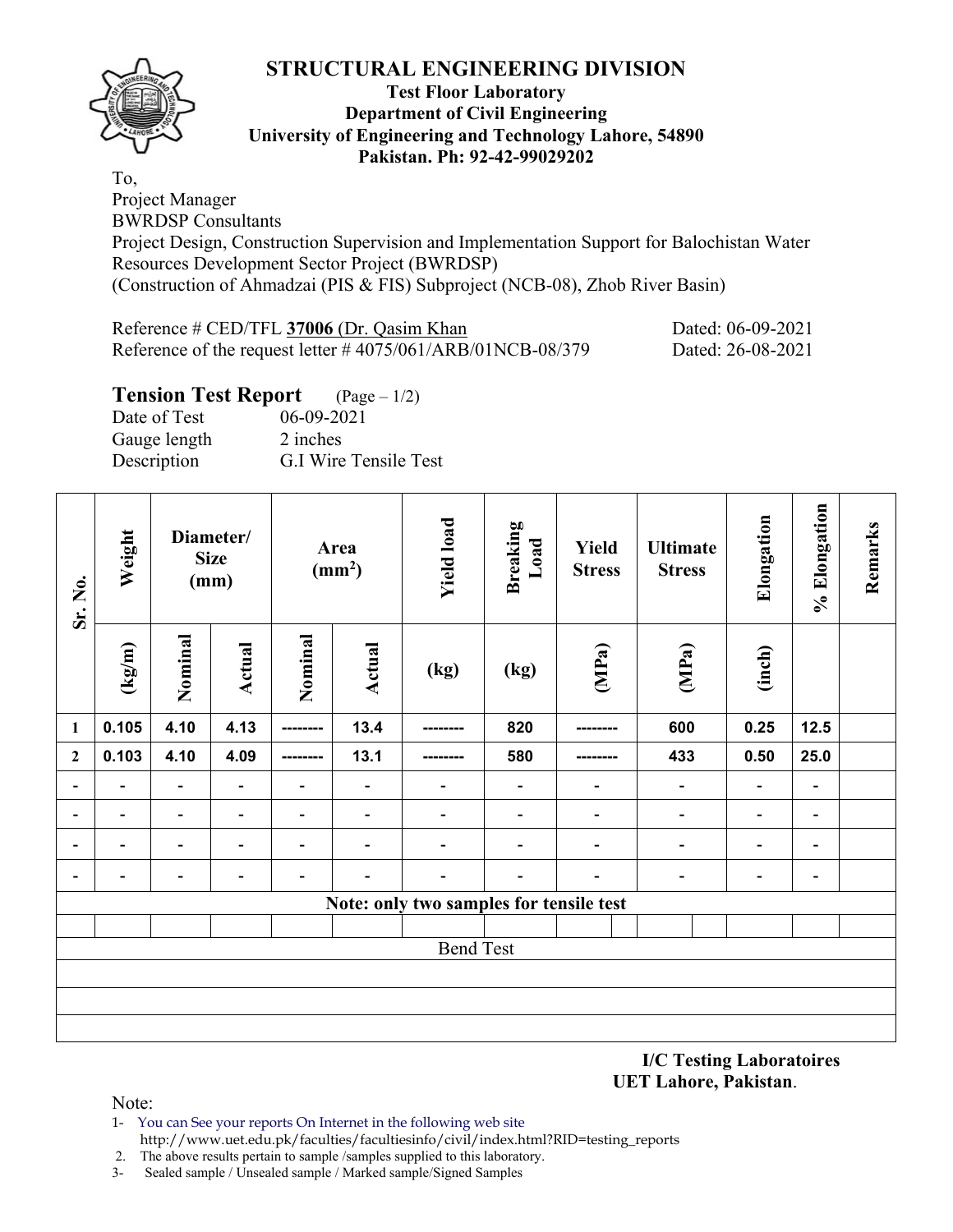# STRUCTURAL ENGINEERING DIVISION

**Test Floor Laboratory**
**Department of Civil Engineering**
**University of Engineering and Technology Lahore, 54890**
**Pakistan. Ph: 92-42-99029202**

To,
Project Manager
BWRDSP Consultants
Project Design, Construction Supervision and Implementation Support for Balochistan Water Resources Development Sector Project (BWRDSP)
(Construction of Ahmadzai (PIS & FIS) Subproject (NCB-08), Zhob River Basin)

Reference # CED/TFL **37006** (Dr. Qasim Khan) Dated: 06-09-2021
Reference of the request letter # 4075/061/ARB/01NCB-08/379 Dated: 26-08-2021

## Tension Test Report (Page – 1/2)

Date of Test 06-09-2021
Gauge length 2 inches
Description G.I Wire Tensile Test

| Sr. No. | Weight | Diameter/ Size (mm) | | Area ($mm^2$) | | Yield load | Breaking Load | Yield Stress | Ultimate Stress | Elongation | % Elongation | Remarks |
|---|---|---|---|---|---|---|---|---|---|---|---|---|
| | (kg/m) | Nominal | Actual | Nominal | Actual | (kg) | (kg) | (MPa) | (MPa) | (inch) | | |
| 1 | 0.105 | 4.10 | 4.13 | -------- | 13.4 | -------- | 820 | -------- | 600 | 0.25 | 12.5 | |
| 2 | 0.103 | 4.10 | 4.09 | -------- | 13.1 | -------- | 580 | -------- | 433 | 0.50 | 25.0 | |
| - | - | - | - | - | - | - | - | - | - | - | - | |
| - | - | - | - | - | - | - | - | - | - | - | - | |
| - | - | - | - | - | - | - | - | - | - | - | - | |
| - | - | - | - | - | - | - | - | - | - | - | - | |
| **Note: only two samples for tensile test** | | | | | | | | | | | | |
| Bend Test | | | | | | | | | | | | |

**I/C Testing Laboratoires**
**UET Lahore, Pakistan**.

Note:
1- You can See your reports On Internet in the following web site
http://www.uet.edu.pk/faculties/facultiesinfo/civil/index.html?RID=testing_reports
2. The above results pertain to sample /samples supplied to this laboratory.
3- Sealed sample / Unsealed sample / Marked sample/Signed Samples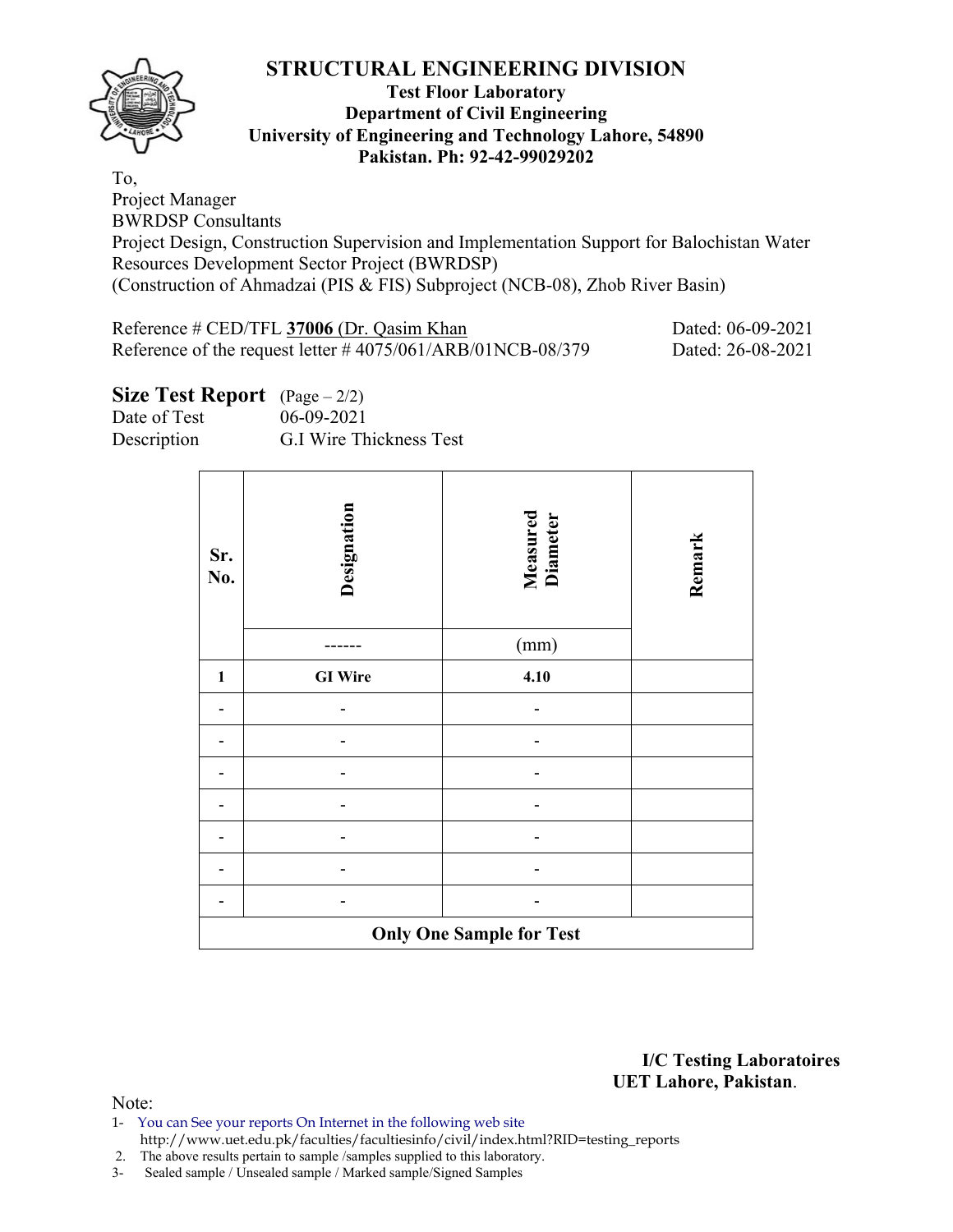# STRUCTURAL ENGINEERING DIVISION

**Test Floor Laboratory**
**Department of Civil Engineering**
**University of Engineering and Technology Lahore, 54890**
**Pakistan. Ph: 92-42-99029202**

To,
Project Manager
BWRDSP Consultants
Project Design, Construction Supervision and Implementation Support for Balochistan Water Resources Development Sector Project (BWRDSP)
(Construction of Ahmadzai (PIS & FIS) Subproject (NCB-08), Zhob River Basin)

Reference # CED/TFL **37006** (Dr. Qasim Khan Dated: 06-09-2021
Reference of the request letter # 4075/061/ARB/01NCB-08/379 Dated: 26-08-2021

## Size Test Report (Page – 2/2)

Date of Test 06-09-2021
Description G.I Wire Thickness Test

| Sr. No. | Designation | Measured Diameter | Remark |
|---|---|---|---|
| | ------ | (mm) | |
| **1** | **GI Wire** | **4.10** | |
| - | - | - | |
| - | - | - | |
| - | - | - | |
| - | - | - | |
| - | - | - | |
| - | - | - | |
| - | - | - | |
| **Only One Sample for Test** | | | |

**I/C Testing Laboratoires**
**UET Lahore, Pakistan**.

Note:
1- You can See your reports On Internet in the following web site
http://www.uet.edu.pk/faculties/facultiesinfo/civil/index.html?RID=testing_reports
2. The above results pertain to sample /samples supplied to this laboratory.
3- Sealed sample / Unsealed sample / Marked sample/Signed Samples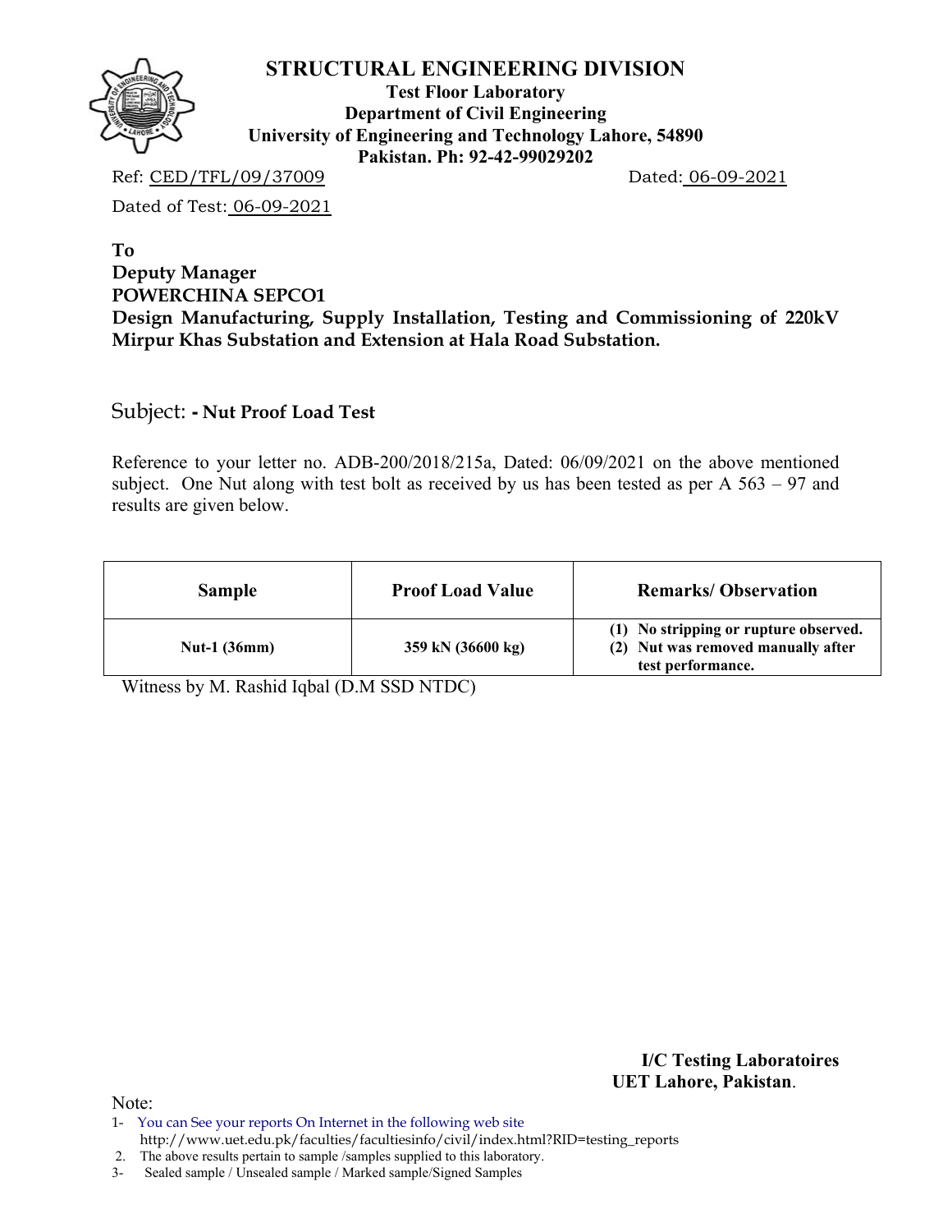# STRUCTURAL ENGINEERING DIVISION

**Test Floor Laboratory**
**Department of Civil Engineering**
**University of Engineering and Technology Lahore, 54890**
**Pakistan. Ph: 92-42-99029202**

Ref: CED/TFL/09/37009 Dated: 06-09-2021

Dated of Test: 06-09-2021

**To**
**Deputy Manager**
**POWERCHINA SEPCO1**
**Design Manufacturing, Supply Installation, Testing and Commissioning of 220kV Mirpur Khas Substation and Extension at Hala Road Substation.**

Subject: **- Nut Proof Load Test**

Reference to your letter no. ADB-200/2018/215a, Dated: 06/09/2021 on the above mentioned subject. One Nut along with test bolt as received by us has been tested as per A 563 – 97 and results are given below.

| Sample | Proof Load Value | Remarks/ Observation |
|---|---|---|
| **Nut-1 (36mm)** | **359 kN (36600 kg)** | **(1) No stripping or rupture observed.** **(2) Nut was removed manually after test performance.** |

Witness by M. Rashid Iqbal (D.M SSD NTDC)

**I/C Testing Laboratoires**
**UET Lahore, Pakistan**.

Note:

1- You can See your reports On Internet in the following web site http://www.uet.edu.pk/faculties/facultiesinfo/civil/index.html?RID=testing_reports
2. The above results pertain to sample /samples supplied to this laboratory.
3- Sealed sample / Unsealed sample / Marked sample/Signed Samples